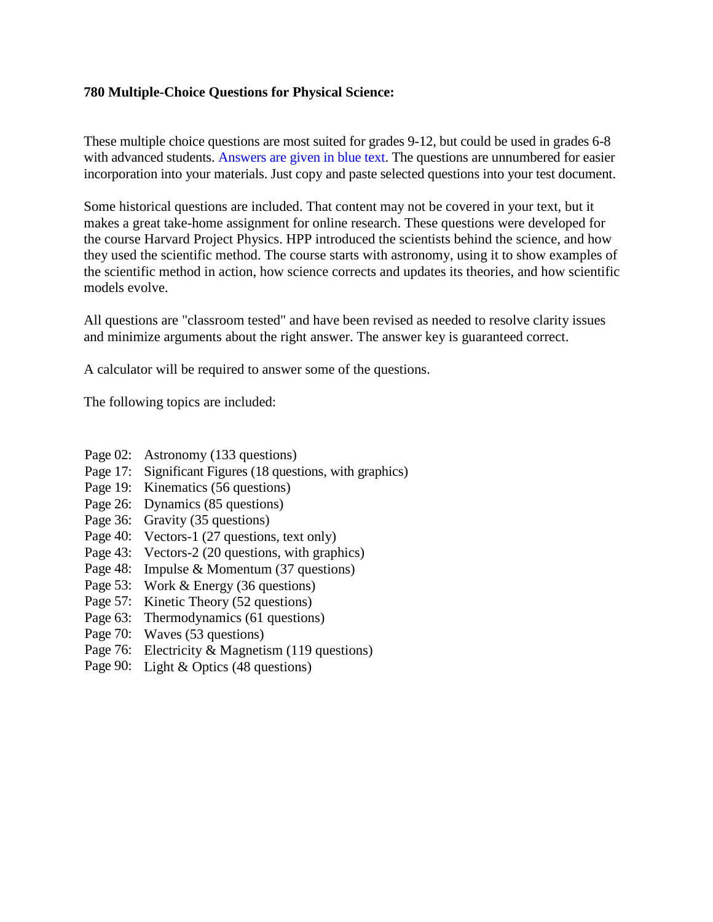**780 Multiple-Choice Questions for Physical Science:**

These multiple choice questions are most suited for grades 9-12, but could be used in grades 6-8 with advanced students. Answers are given in blue text. The questions are unnumbered for easier incorporation into your materials. Just copy and paste selected questions into your test document.

Some historical questions are included. That content may not be covered in your text, but it makes a great take-home assignment for online research. These questions were developed for the course Harvard Project Physics. HPP introduced the scientists behind the science, and how they used the scientific method. The course starts with astronomy, using it to show examples of the scientific method in action, how science corrects and updates its theories, and how scientific models evolve.

All questions are "classroom tested" and have been revised as needed to resolve clarity issues and minimize arguments about the right answer. The answer key is guaranteed correct.

A calculator will be required to answer some of the questions.

The following topics are included:

Page 02: Astronomy (133 questions)
Page 17: Significant Figures (18 questions, with graphics)
Page 19: Kinematics (56 questions)
Page 26: Dynamics (85 questions)
Page 36: Gravity (35 questions)
Page 40: Vectors-1 (27 questions, text only)
Page 43: Vectors-2 (20 questions, with graphics)
Page 48: Impulse & Momentum (37 questions)
Page 53: Work & Energy (36 questions)
Page 57: Kinetic Theory (52 questions)
Page 63: Thermodynamics (61 questions)
Page 70: Waves (53 questions)
Page 76: Electricity & Magnetism (119 questions)
Page 90: Light & Optics (48 questions)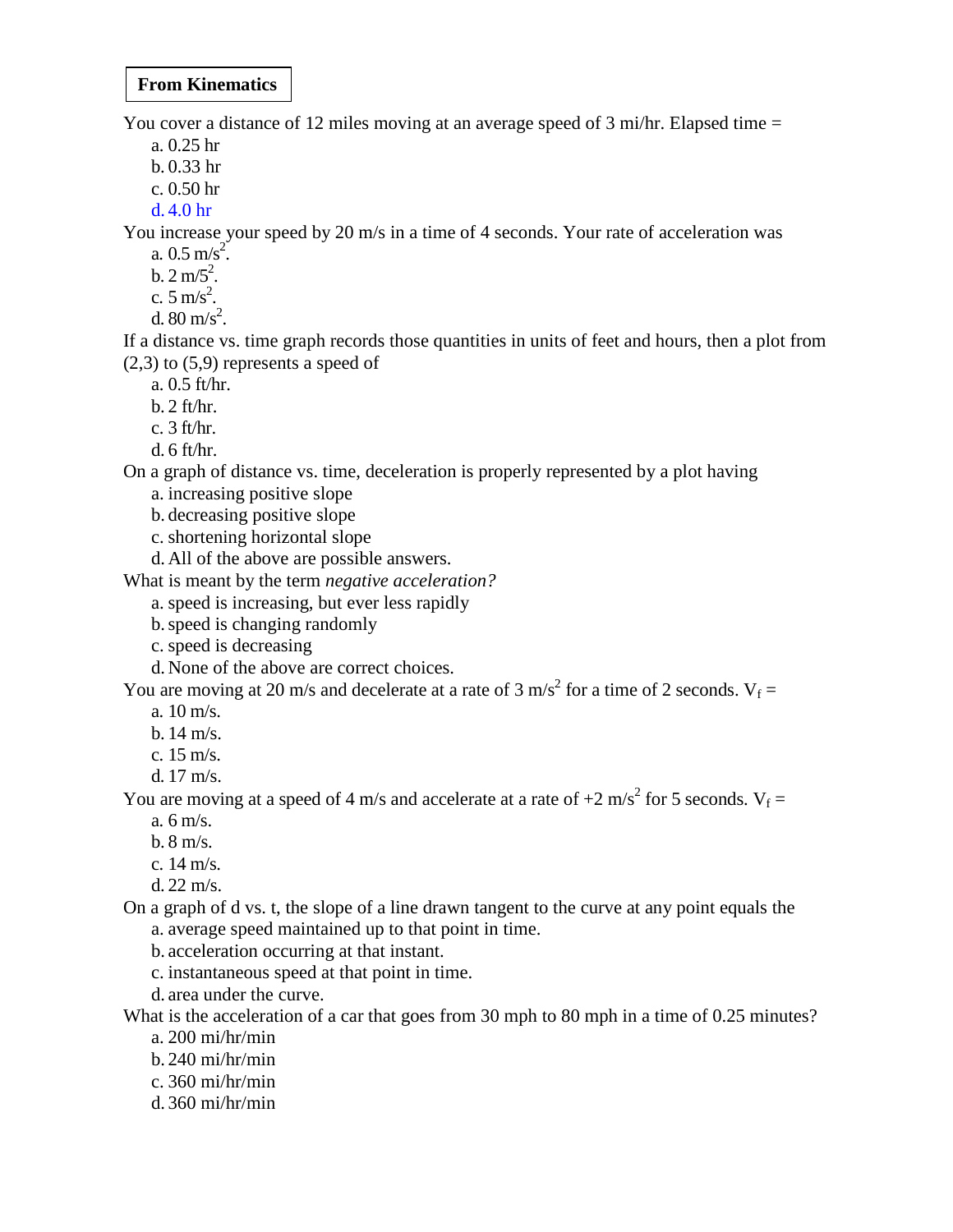**From Kinematics**

You cover a distance of 12 miles moving at an average speed of 3 mi/hr. Elapsed time =

a. 0.25 hr
b. 0.33 hr
c. 0.50 hr
d. 4.0 hr

You increase your speed by 20 m/s in a time of 4 seconds. Your rate of acceleration was

a. 0.5 $m/s^2$.
b. 2 $m/5^2$.
c. 5 $m/s^2$.
d. 80 $m/s^2$.

If a distance vs. time graph records those quantities in units of feet and hours, then a plot from (2,3) to (5,9) represents a speed of

a. 0.5 ft/hr.
b. 2 ft/hr.
c. 3 ft/hr.
d. 6 ft/hr.

On a graph of distance vs. time, deceleration is properly represented by a plot having

a. increasing positive slope
b. decreasing positive slope
c. shortening horizontal slope
d. All of the above are possible answers.

What is meant by the term *negative acceleration?*

a. speed is increasing, but ever less rapidly
b. speed is changing randomly
c. speed is decreasing
d. None of the above are correct choices.

You are moving at 20 m/s and decelerate at a rate of 3 $m/s^2$ for a time of 2 seconds. $V_f$ =

a. 10 m/s.
b. 14 m/s.
c. 15 m/s.
d. 17 m/s.

You are moving at a speed of 4 m/s and accelerate at a rate of +2 $m/s^2$ for 5 seconds. $V_f$ =

a. 6 m/s.
b. 8 m/s.
c. 14 m/s.
d. 22 m/s.

On a graph of d vs. t, the slope of a line drawn tangent to the curve at any point equals the

a. average speed maintained up to that point in time.
b. acceleration occurring at that instant.
c. instantaneous speed at that point in time.
d. area under the curve.

What is the acceleration of a car that goes from 30 mph to 80 mph in a time of 0.25 minutes?

a. 200 mi/hr/min
b. 240 mi/hr/min
c. 360 mi/hr/min
d. 360 mi/hr/min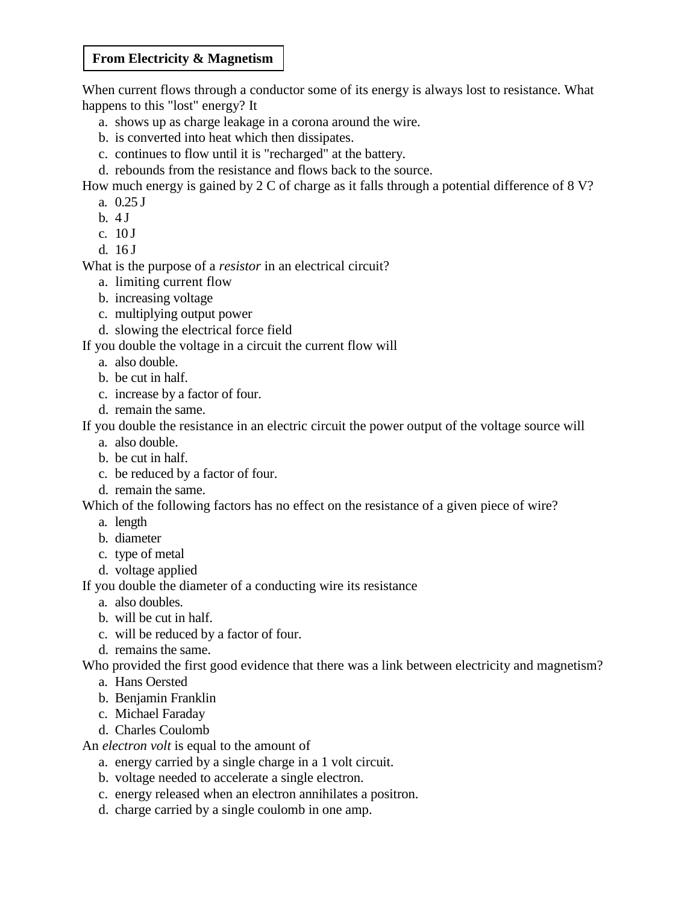**From Electricity & Magnetism**

When current flows through a conductor some of its energy is always lost to resistance. What happens to this "lost" energy? It

a. shows up as charge leakage in a corona around the wire.
b. is converted into heat which then dissipates.
c. continues to flow until it is "recharged" at the battery.
d. rebounds from the resistance and flows back to the source.

How much energy is gained by 2 C of charge as it falls through a potential difference of 8 V?

a. 0.25 J
b. 4 J
c. 10 J
d. 16 J

What is the purpose of a *resistor* in an electrical circuit?

a. limiting current flow
b. increasing voltage
c. multiplying output power
d. slowing the electrical force field

If you double the voltage in a circuit the current flow will

a. also double.
b. be cut in half.
c. increase by a factor of four.
d. remain the same.

If you double the resistance in an electric circuit the power output of the voltage source will

a. also double.
b. be cut in half.
c. be reduced by a factor of four.
d. remain the same.

Which of the following factors has no effect on the resistance of a given piece of wire?

a. length
b. diameter
c. type of metal
d. voltage applied

If you double the diameter of a conducting wire its resistance

a. also doubles.
b. will be cut in half.
c. will be reduced by a factor of four.
d. remains the same.

Who provided the first good evidence that there was a link between electricity and magnetism?

a. Hans Oersted
b. Benjamin Franklin
c. Michael Faraday
d. Charles Coulomb

An *electron volt* is equal to the amount of

a. energy carried by a single charge in a 1 volt circuit.
b. voltage needed to accelerate a single electron.
c. energy released when an electron annihilates a positron.
d. charge carried by a single coulomb in one amp.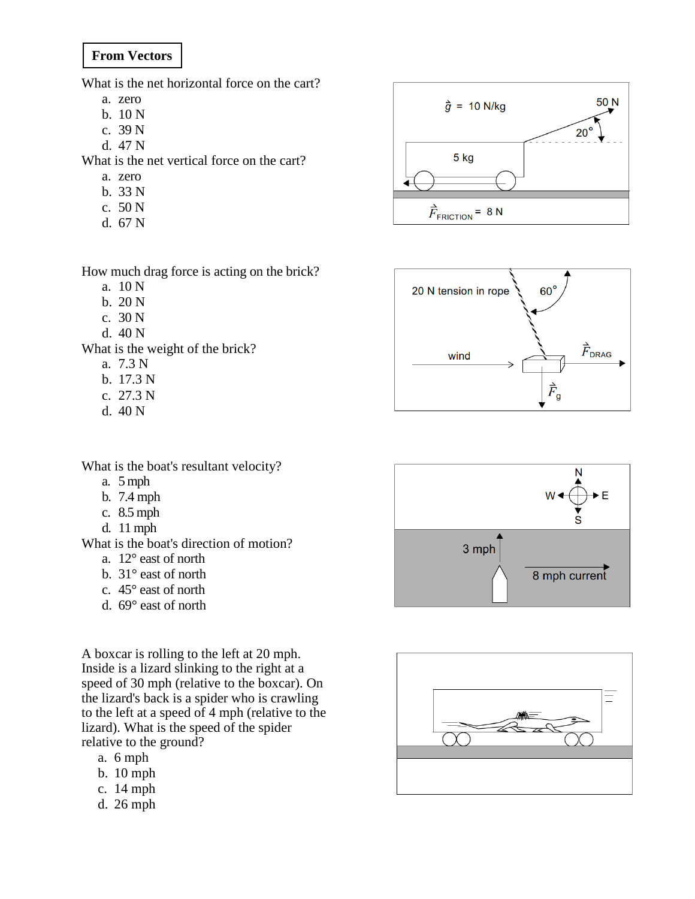**From Vectors**

What is the net horizontal force on the cart?

a. zero
b. 10 N
c. 39 N
d. 47 N

What is the net vertical force on the cart?

a. zero
b. 33 N
c. 50 N
d. 67 N

$\vec{g}$ = 10 N/kg

50 N

20°

5 kg

$\vec{F}_{FRICTION}$ = 8 N

How much drag force is acting on the brick?

a. 10 N
b. 20 N
c. 30 N
d. 40 N

What is the weight of the brick?

a. 7.3 N
b. 17.3 N
c. 27.3 N
d. 40 N

20 N tension in rope

60°

wind

$\vec{F}_{DRAG}$

$\vec{F}_g$

What is the boat's resultant velocity?

a. 5 mph
b. 7.4 mph
c. 8.5 mph
d. 11 mph

What is the boat's direction of motion?

a. 12° east of north
b. 31° east of north
c. 45° east of north
d. 69° east of north

N

W

E

S

3 mph

8 mph current

A boxcar is rolling to the left at 20 mph. Inside is a lizard slinking to the right at a speed of 30 mph (relative to the boxcar). On the lizard's back is a spider who is crawling to the left at a speed of 4 mph (relative to the lizard). What is the speed of the spider relative to the ground?

a. 6 mph
b. 10 mph
c. 14 mph
d. 26 mph